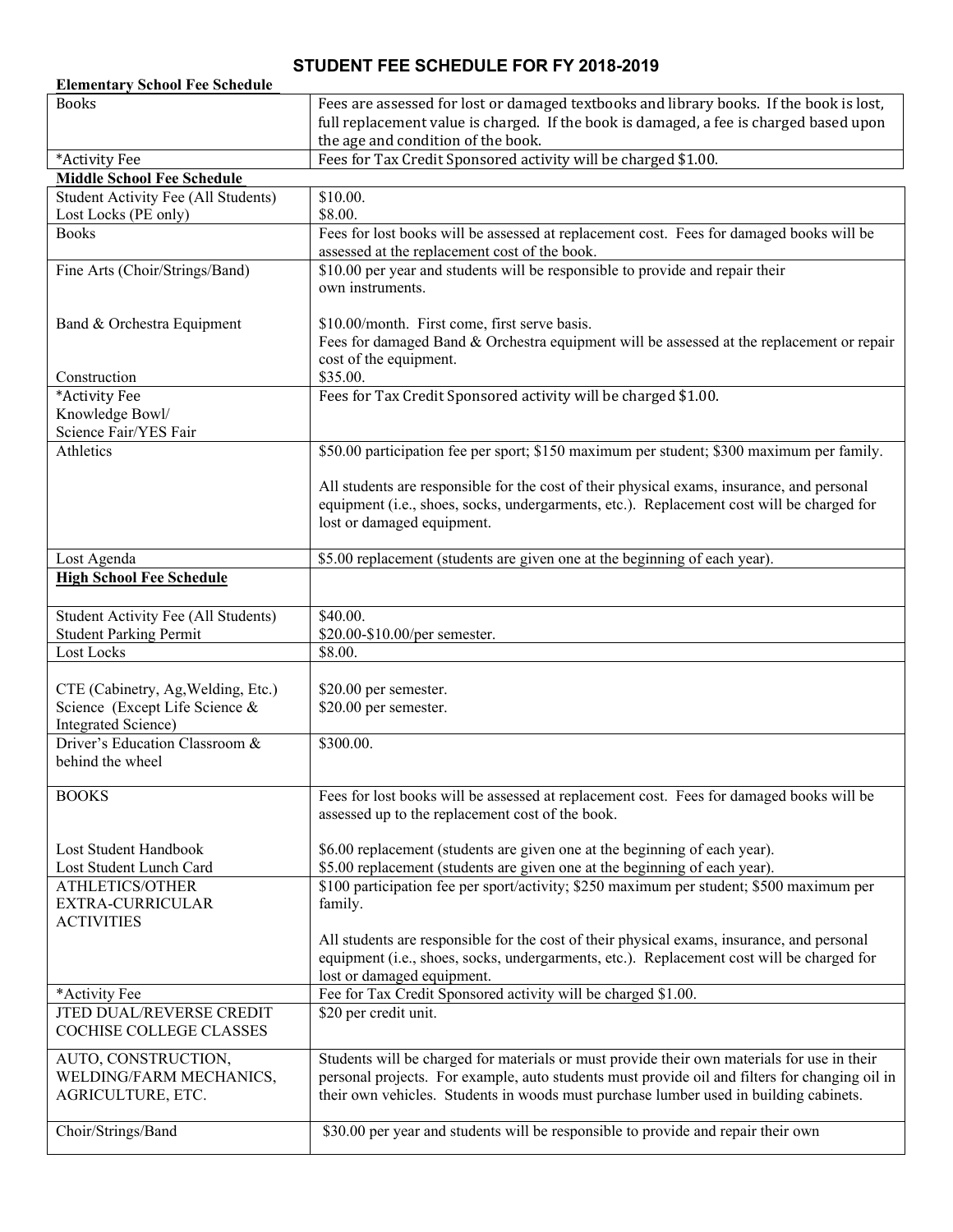# STUDENT FEE SCHEDULE FOR FY 2018-2019

**Elementary School Fee Schedule**

| | |
|---|---|
| Books | Fees are assessed for lost or damaged textbooks and library books. If the book is lost, full replacement value is charged. If the book is damaged, a fee is charged based upon the age and condition of the book. |
| *Activity Fee | Fees for Tax Credit Sponsored activity will be charged $1.00. |

**Middle School Fee Schedule**

| | |
|---|---|
| Student Activity Fee (All Students)<br>Lost Locks (PE only) | $10.00.<br>$8.00. |
| Books | Fees for lost books will be assessed at replacement cost. Fees for damaged books will be assessed at the replacement cost of the book. |
| Fine Arts (Choir/Strings/Band)<br><br>Band & Orchestra Equipment<br><br>Construction | $10.00 per year and students will be responsible to provide and repair their own instruments.<br><br>$10.00/month. First come, first serve basis.<br>Fees for damaged Band & Orchestra equipment will be assessed at the replacement or repair cost of the equipment.<br>$35.00. |
| *Activity Fee<br>Knowledge Bowl/<br>Science Fair/YES Fair | Fees for Tax Credit Sponsored activity will be charged $1.00. |
| Athletics | $50.00 participation fee per sport; $150 maximum per student; $300 maximum per family.<br><br>All students are responsible for the cost of their physical exams, insurance, and personal equipment (i.e., shoes, socks, undergarments, etc.). Replacement cost will be charged for lost or damaged equipment. |
| Lost Agenda | $5.00 replacement (students are given one at the beginning of each year). |

**High School Fee Schedule**

| | |
|---|---|
| Student Activity Fee (All Students)<br>Student Parking Permit | $40.00.<br>$20.00-$10.00/per semester. |
| Lost Locks | $8.00. |
| CTE (Cabinetry, Ag,Welding, Etc.)<br>Science (Except Life Science & Integrated Science) | $20.00 per semester.<br>$20.00 per semester. |
| Driver's Education Classroom & behind the wheel | $300.00. |
| BOOKS<br><br>Lost Student Handbook<br>Lost Student Lunch Card | Fees for lost books will be assessed at replacement cost. Fees for damaged books will be assessed up to the replacement cost of the book.<br><br>$6.00 replacement (students are given one at the beginning of each year).<br>$5.00 replacement (students are given one at the beginning of each year). |
| ATHLETICS/OTHER EXTRA-CURRICULAR ACTIVITIES | $100 participation fee per sport/activity; $250 maximum per student; $500 maximum per family.<br><br>All students are responsible for the cost of their physical exams, insurance, and personal equipment (i.e., shoes, socks, undergarments, etc.). Replacement cost will be charged for lost or damaged equipment. |
| *Activity Fee | Fee for Tax Credit Sponsored activity will be charged $1.00. |
| JTED DUAL/REVERSE CREDIT COCHISE COLLEGE CLASSES | $20 per credit unit. |
| AUTO, CONSTRUCTION, WELDING/FARM MECHANICS, AGRICULTURE, ETC. | Students will be charged for materials or must provide their own materials for use in their personal projects. For example, auto students must provide oil and filters for changing oil in their own vehicles. Students in woods must purchase lumber used in building cabinets. |
| Choir/Strings/Band | $30.00 per year and students will be responsible to provide and repair their own |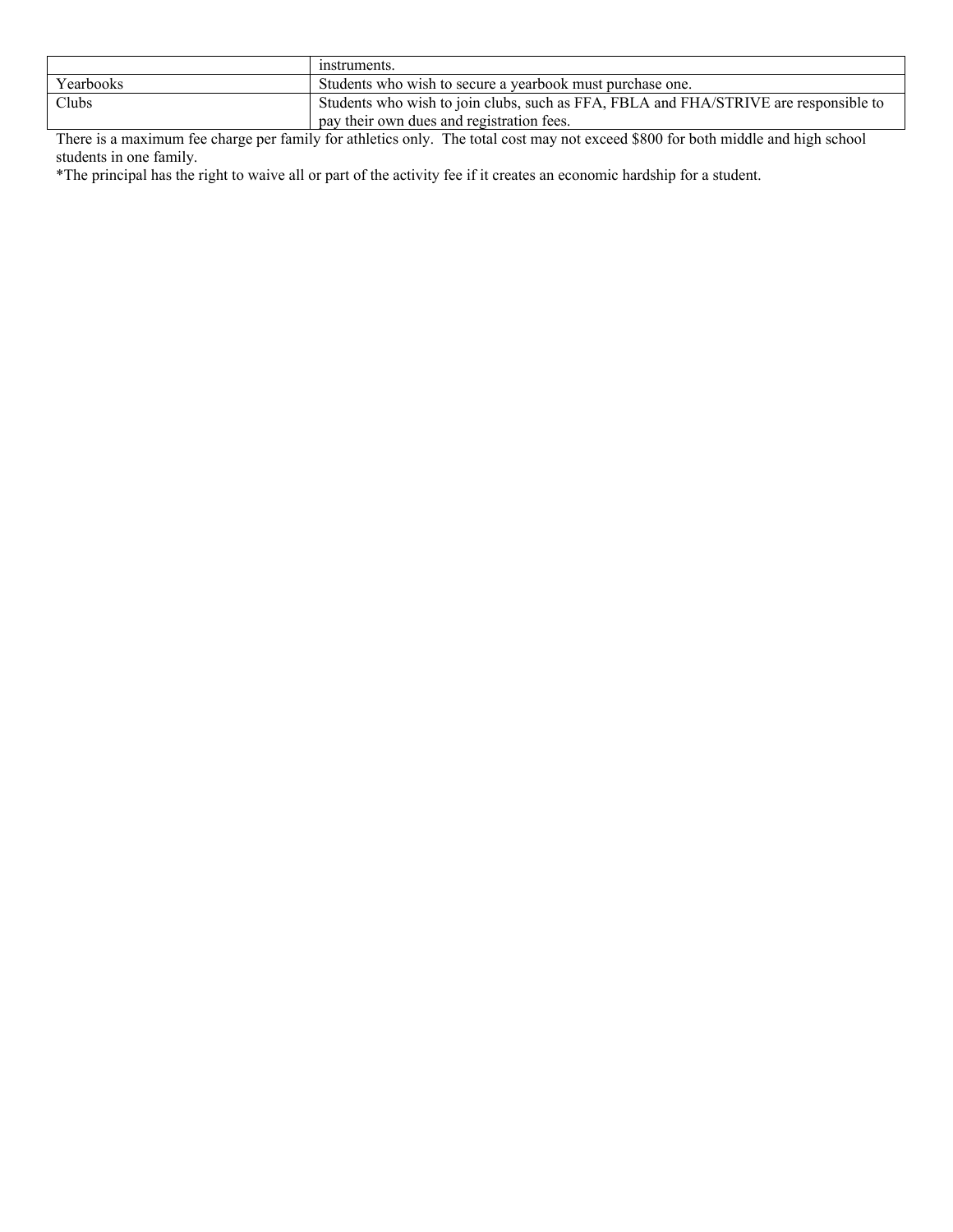| | |
|---|---|
| | instruments. |
| Yearbooks | Students who wish to secure a yearbook must purchase one. |
| Clubs | Students who wish to join clubs, such as FFA, FBLA and FHA/STRIVE are responsible to pay their own dues and registration fees. |

There is a maximum fee charge per family for athletics only. The total cost may not exceed $800 for both middle and high school students in one family.

*The principal has the right to waive all or part of the activity fee if it creates an economic hardship for a student.